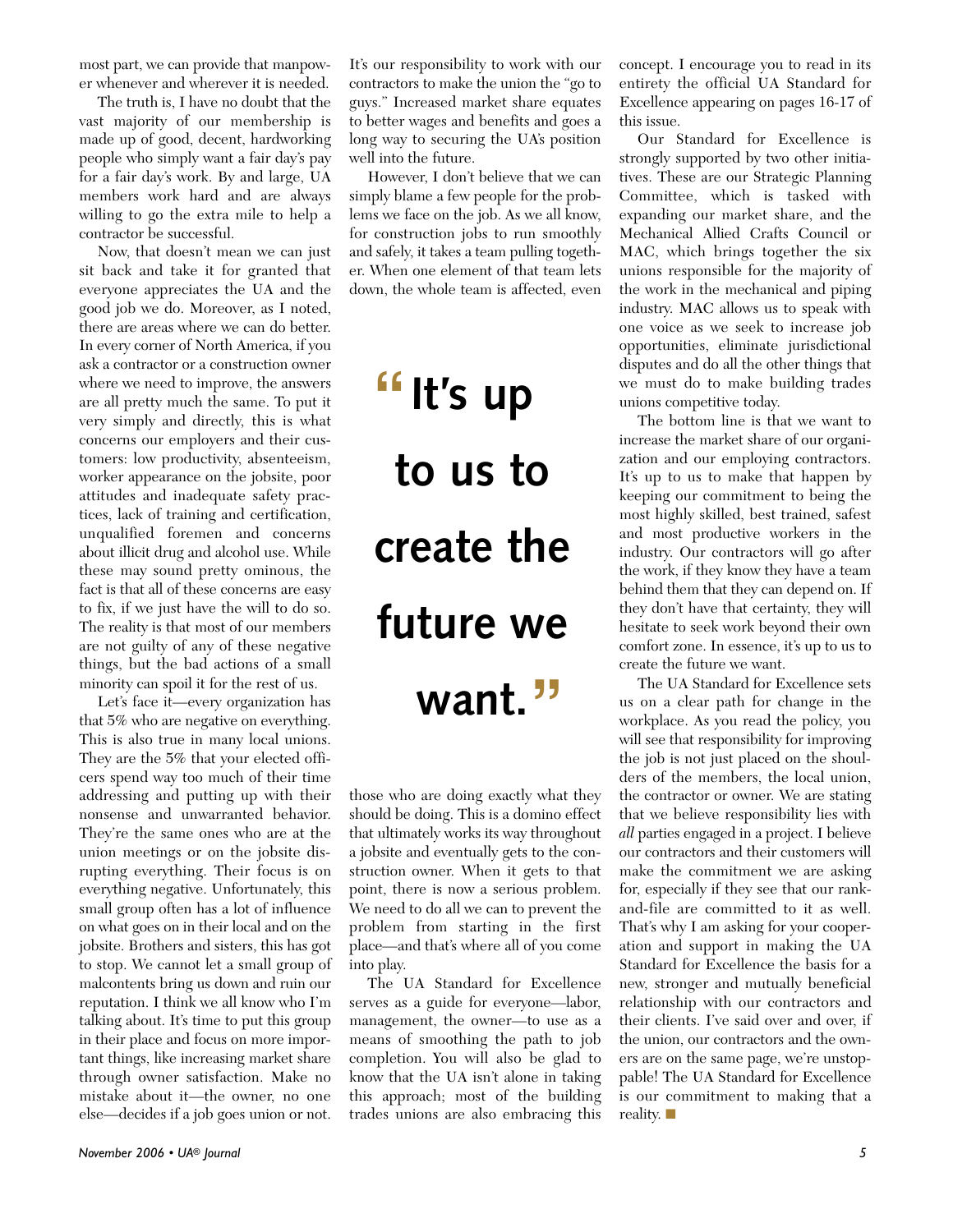most part, we can provide that manpower whenever and wherever it is needed.

The truth is, I have no doubt that the vast majority of our membership is made up of good, decent, hardworking people who simply want a fair day's pay for a fair day's work. By and large, UA members work hard and are always willing to go the extra mile to help a contractor be successful.

Now, that doesn't mean we can just sit back and take it for granted that everyone appreciates the UA and the good job we do. Moreover, as I noted, there are areas where we can do better. In every corner of North America, if you ask a contractor or a construction owner where we need to improve, the answers are all pretty much the same. To put it very simply and directly, this is what concerns our employers and their customers: low productivity, absenteeism, worker appearance on the jobsite, poor attitudes and inadequate safety practices, lack of training and certification, unqualified foremen and concerns about illicit drug and alcohol use. While these may sound pretty ominous, the fact is that all of these concerns are easy to fix, if we just have the will to do so. The reality is that most of our members are not guilty of any of these negative things, but the bad actions of a small minority can spoil it for the rest of us.

Let's face it—every organization has that 5% who are negative on everything. This is also true in many local unions. They are the 5% that your elected officers spend way too much of their time addressing and putting up with their nonsense and unwarranted behavior. They're the same ones who are at the union meetings or on the jobsite disrupting everything. Their focus is on everything negative. Unfortunately, this small group often has a lot of influence on what goes on in their local and on the jobsite. Brothers and sisters, this has got to stop. We cannot let a small group of malcontents bring us down and ruin our reputation. I think we all know who I'm talking about. It's time to put this group in their place and focus on more important things, like increasing market share through owner satisfaction. Make no mistake about it—the owner, no one else—decides if a job goes union or not. It's our responsibility to work with our contractors to make the union the "go to guys." Increased market share equates to better wages and benefits and goes a long way to securing the UA's position well into the future.

However, I don't believe that we can simply blame a few people for the problems we face on the job. As we all know, for construction jobs to run smoothly and safely, it takes a team pulling together. When one element of that team lets down, the whole team is affected, even those who are doing exactly what they should be doing. This is a domino effect that ultimately works its way throughout a jobsite and eventually gets to the construction owner. When it gets to that point, there is now a serious problem. We need to do all we can to prevent the problem from starting in the first place—and that's where all of you come into play.

> **"It's up to us to create the future we want."**

The UA Standard for Excellence serves as a guide for everyone—labor, management, the owner—to use as a means of smoothing the path to job completion. You will also be glad to know that the UA isn't alone in taking this approach; most of the building trades unions are also embracing this concept. I encourage you to read in its entirety the official UA Standard for Excellence appearing on pages 16-17 of this issue.

Our Standard for Excellence is strongly supported by two other initiatives. These are our Strategic Planning Committee, which is tasked with expanding our market share, and the Mechanical Allied Crafts Council or MAC, which brings together the six unions responsible for the majority of the work in the mechanical and piping industry. MAC allows us to speak with one voice as we seek to increase job opportunities, eliminate jurisdictional disputes and do all the other things that we must do to make building trades unions competitive today.

The bottom line is that we want to increase the market share of our organization and our employing contractors. It's up to us to make that happen by keeping our commitment to being the most highly skilled, best trained, safest and most productive workers in the industry. Our contractors will go after the work, if they know they have a team behind them that they can depend on. If they don't have that certainty, they will hesitate to seek work beyond their own comfort zone. In essence, it's up to us to create the future we want.

The UA Standard for Excellence sets us on a clear path for change in the workplace. As you read the policy, you will see that responsibility for improving the job is not just placed on the shoulders of the members, the local union, the contractor or owner. We are stating that we believe responsibility lies with *all* parties engaged in a project. I believe our contractors and their customers will make the commitment we are asking for, especially if they see that our rank-and-file are committed to it as well. That's why I am asking for your cooperation and support in making the UA Standard for Excellence the basis for a new, stronger and mutually beneficial relationship with our contractors and their clients. I've said over and over, if the union, our contractors and the owners are on the same page, we're unstoppable! The UA Standard for Excellence is our commitment to making that a reality. ■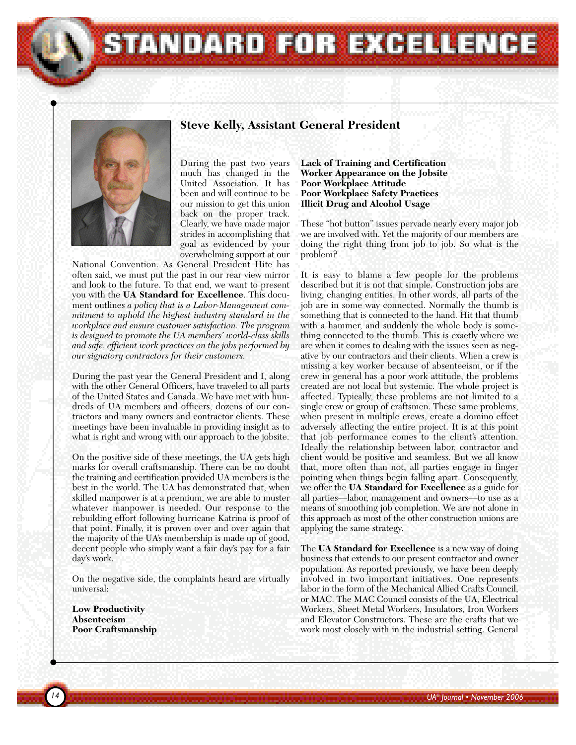# STANDARD FOR EXCELLENCE

## Steve Kelly, Assistant General President

During the past two years much has changed in the United Association. It has been and will continue to be our mission to get this union back on the proper track. Clearly, we have made major strides in accomplishing that goal as evidenced by your overwhelming support at our National Convention. As General President Hite has often said, we must put the past in our rear view mirror and look to the future. To that end, we want to present you with the **UA Standard for Excellence**. This document outlines *a policy that is a Labor-Management commitment to uphold the highest industry standard in the workplace and ensure customer satisfaction. The program is designed to promote the UA members' world-class skills and safe, efficient work practices on the jobs performed by our signatory contractors for their customers.*

During the past year the General President and I, along with the other General Officers, have traveled to all parts of the United States and Canada. We have met with hundreds of UA members and officers, dozens of our contractors and many owners and contractor clients. These meetings have been invaluable in providing insight as to what is right and wrong with our approach to the jobsite.

On the positive side of these meetings, the UA gets high marks for overall craftsmanship. There can be no doubt the training and certification provided UA members is the best in the world. The UA has demonstrated that, when skilled manpower is at a premium, we are able to muster whatever manpower is needed. Our response to the rebuilding effort following hurricane Katrina is proof of that point. Finally, it is proven over and over again that the majority of the UA's membership is made up of good, decent people who simply want a fair day's pay for a fair day's work.

On the negative side, the complaints heard are virtually universal:

**Low Productivity**
**Absenteeism**
**Poor Craftsmanship**
**Lack of Training and Certification**
**Worker Appearance on the Jobsite**
**Poor Workplace Attitude**
**Poor Workplace Safety Practices**
**Illicit Drug and Alcohol Usage**

These "hot button" issues pervade nearly every major job we are involved with. Yet the majority of our members are doing the right thing from job to job. So what is the problem?

It is easy to blame a few people for the problems described but it is not that simple. Construction jobs are living, changing entities. In other words, all parts of the job are in some way connected. Normally the thumb is something that is connected to the hand. Hit that thumb with a hammer, and suddenly the whole body is something connected to the thumb. This is exactly where we are when it comes to dealing with the issues seen as negative by our contractors and their clients. When a crew is missing a key worker because of absenteeism, or if the crew in general has a poor work attitude, the problems created are not local but systemic. The whole project is affected. Typically, these problems are not limited to a single crew or group of craftsmen. These same problems, when present in multiple crews, create a domino effect adversely affecting the entire project. It is at this point that job performance comes to the client's attention. Ideally the relationship between labor, contractor and client would be positive and seamless. But we all know that, more often than not, all parties engage in finger pointing when things begin falling apart. Consequently, we offer the **UA Standard for Excellence** as a guide for all parties—labor, management and owners—to use as a means of smoothing job completion. We are not alone in this approach as most of the other construction unions are applying the same strategy.

The **UA Standard for Excellence** is a new way of doing business that extends to our present contractor and owner population. As reported previously, we have been deeply involved in two important initiatives. One represents labor in the form of the Mechanical Allied Crafts Council, or MAC. The MAC Council consists of the UA, Electrical Workers, Sheet Metal Workers, Insulators, Iron Workers and Elevator Constructors. These are the crafts that we work most closely with in the industrial setting. General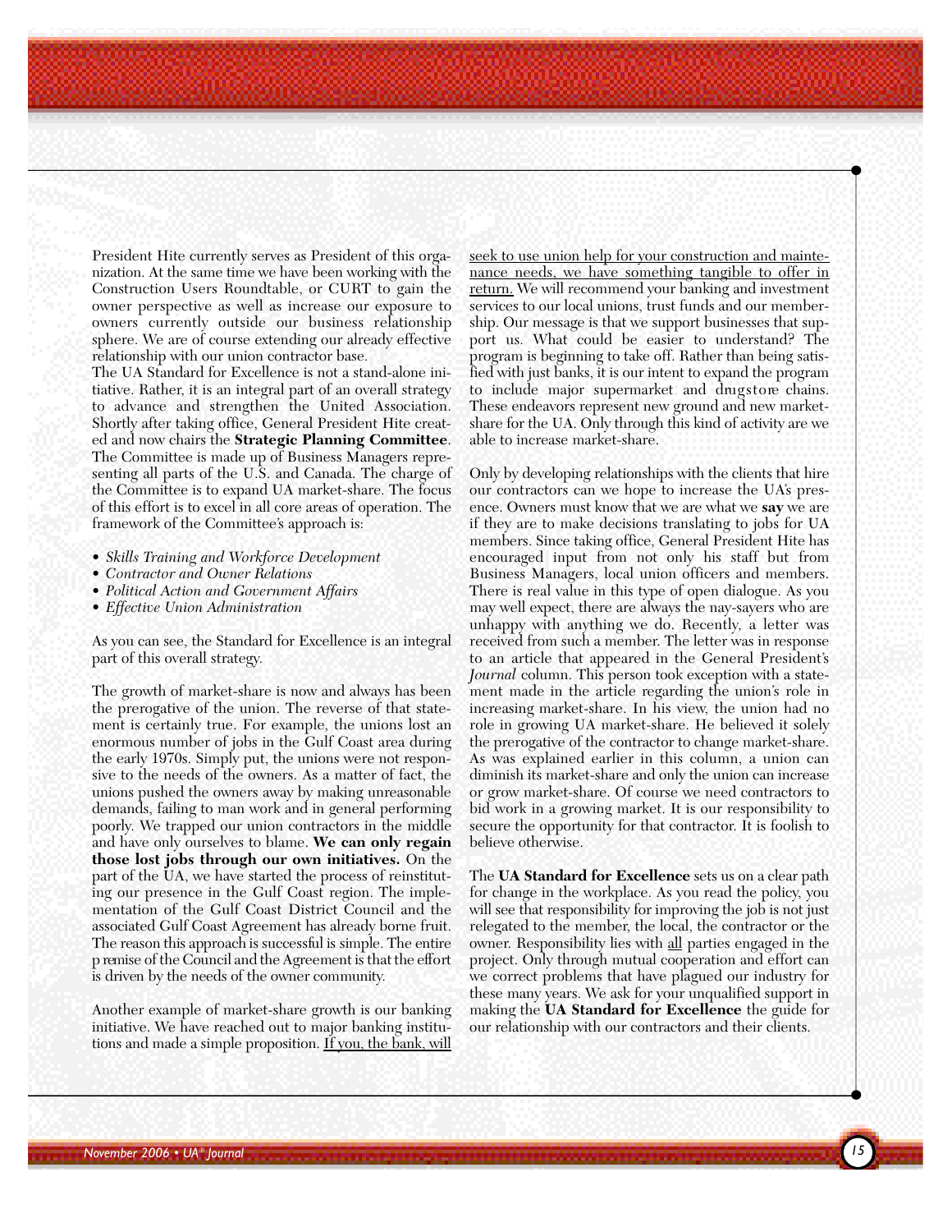President Hite currently serves as President of this organization. At the same time we have been working with the Construction Users Roundtable, or CURT to gain the owner perspective as well as increase our exposure to owners currently outside our business relationship sphere. We are of course extending our already effective relationship with our union contractor base.

The UA Standard for Excellence is not a stand-alone initiative. Rather, it is an integral part of an overall strategy to advance and strengthen the United Association. Shortly after taking office, General President Hite created and now chairs the **Strategic Planning Committee**. The Committee is made up of Business Managers representing all parts of the U.S. and Canada. The charge of the Committee is to expand UA market-share. The focus of this effort is to excel in all core areas of operation. The framework of the Committee's approach is:

- *Skills Training and Workforce Development*
- *Contractor and Owner Relations*
- *Political Action and Government Affairs*
- *Effective Union Administration*

As you can see, the Standard for Excellence is an integral part of this overall strategy.

The growth of market-share is now and always has been the prerogative of the union. The reverse of that statement is certainly true. For example, the unions lost an enormous number of jobs in the Gulf Coast area during the early 1970s. Simply put, the unions were not responsive to the needs of the owners. As a matter of fact, the unions pushed the owners away by making unreasonable demands, failing to man work and in general performing poorly. We trapped our union contractors in the middle and have only ourselves to blame. **We can only regain those lost jobs through our own initiatives.** On the part of the UA, we have started the process of reinstituting our presence in the Gulf Coast region. The implementation of the Gulf Coast District Council and the associated Gulf Coast Agreement has already borne fruit. The reason this approach is successful is simple. The entire premise of the Council and the Agreement is that the effort is driven by the needs of the owner community.

Another example of market-share growth is our banking initiative. We have reached out to major banking institutions and made a simple proposition. If you, the bank, will seek to use union help for your construction and maintenance needs, we have something tangible to offer in return. We will recommend your banking and investment services to our local unions, trust funds and our membership. Our message is that we support businesses that support us. What could be easier to understand? The program is beginning to take off. Rather than being satisfied with just banks, it is our intent to expand the program to include major supermarket and drugstore chains. These endeavors represent new ground and new market-share for the UA. Only through this kind of activity are we able to increase market-share.

Only by developing relationships with the clients that hire our contractors can we hope to increase the UA's presence. Owners must know that we are what we **say** we are if they are to make decisions translating to jobs for UA members. Since taking office, General President Hite has encouraged input from not only his staff but from Business Managers, local union officers and members. There is real value in this type of open dialogue. As you may well expect, there are always the nay-sayers who are unhappy with anything we do. Recently, a letter was received from such a member. The letter was in response to an article that appeared in the General President's *Journal* column. This person took exception with a statement made in the article regarding the union's role in increasing market-share. In his view, the union had no role in growing UA market-share. He believed it solely the prerogative of the contractor to change market-share. As was explained earlier in this column, a union can diminish its market-share and only the union can increase or grow market-share. Of course we need contractors to bid work in a growing market. It is our responsibility to secure the opportunity for that contractor. It is foolish to believe otherwise.

The **UA Standard for Excellence** sets us on a clear path for change in the workplace. As you read the policy, you will see that responsibility for improving the job is not just relegated to the member, the local, the contractor or the owner. Responsibility lies with all parties engaged in the project. Only through mutual cooperation and effort can we correct problems that have plagued our industry for these many years. We ask for your unqualified support in making the **UA Standard for Excellence** the guide for our relationship with our contractors and their clients.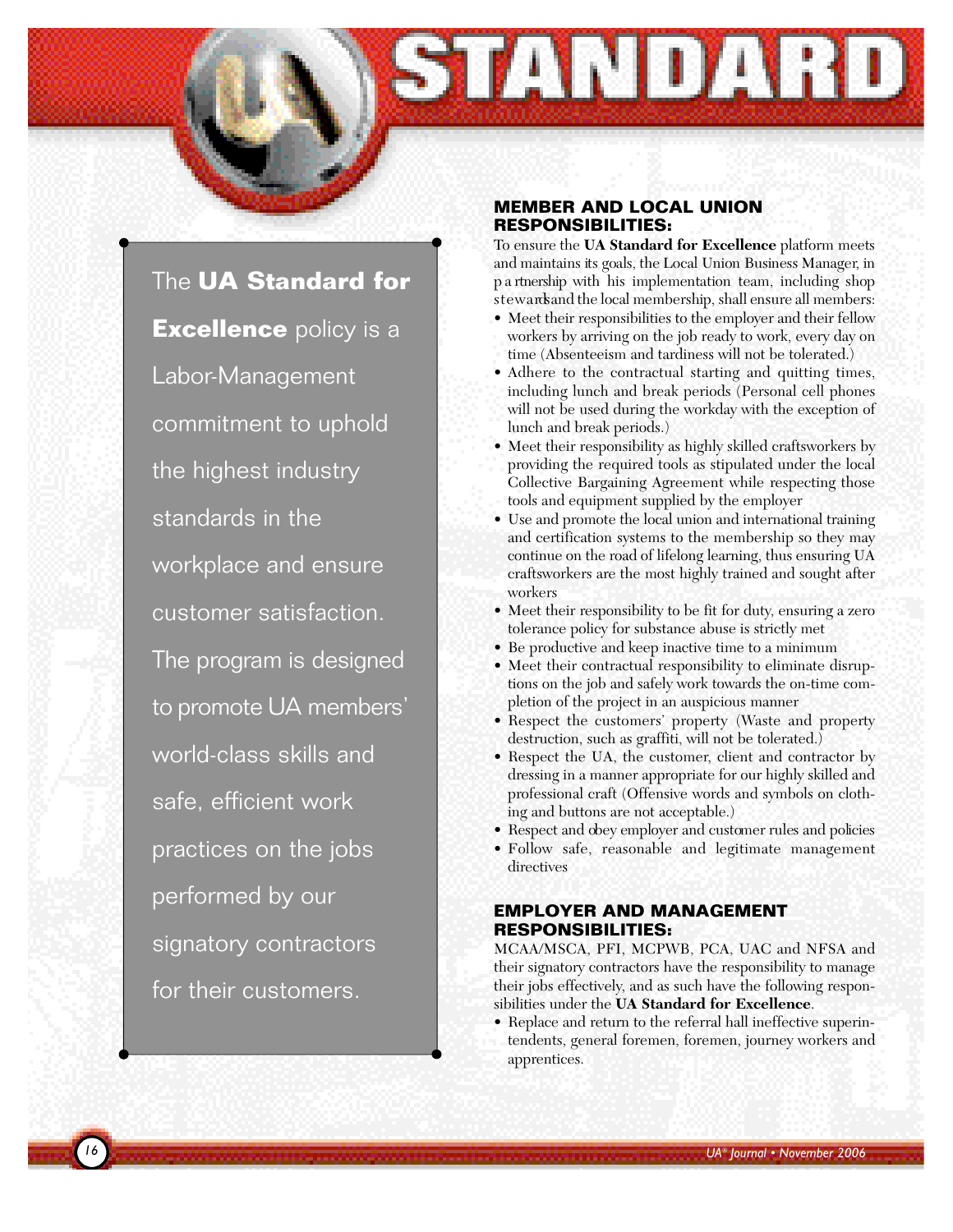# STANDARD

The **UA Standard for Excellence** policy is a Labor-Management commitment to uphold the highest industry standards in the workplace and ensure customer satisfaction. The program is designed to promote UA members' world-class skills and safe, efficient work practices on the jobs performed by our signatory contractors for their customers.

## MEMBER AND LOCAL UNION RESPONSIBILITIES:

To ensure the **UA Standard for Excellence** platform meets and maintains its goals, the Local Union Business Manager, in partnership with his implementation team, including shop stewards and the local membership, shall ensure all members:

- Meet their responsibilities to the employer and their fellow workers by arriving on the job ready to work, every day on time (Absenteeism and tardiness will not be tolerated.)
- Adhere to the contractual starting and quitting times, including lunch and break periods (Personal cell phones will not be used during the workday with the exception of lunch and break periods.)
- Meet their responsibility as highly skilled craftsworkers by providing the required tools as stipulated under the local Collective Bargaining Agreement while respecting those tools and equipment supplied by the employer
- Use and promote the local union and international training and certification systems to the membership so they may continue on the road of lifelong learning, thus ensuring UA craftsworkers are the most highly trained and sought after workers
- Meet their responsibility to be fit for duty, ensuring a zero tolerance policy for substance abuse is strictly met
- Be productive and keep inactive time to a minimum
- Meet their contractual responsibility to eliminate disruptions on the job and safely work towards the on-time completion of the project in an auspicious manner
- Respect the customers' property (Waste and property destruction, such as graffiti, will not be tolerated.)
- Respect the UA, the customer, client and contractor by dressing in a manner appropriate for our highly skilled and professional craft (Offensive words and symbols on clothing and buttons are not acceptable.)
- Respect and obey employer and customer rules and policies
- Follow safe, reasonable and legitimate management directives

## EMPLOYER AND MANAGEMENT RESPONSIBILITIES:

MCAA/MSCA, PFI, MCPWB, PCA, UAC and NFSA and their signatory contractors have the responsibility to manage their jobs effectively, and as such have the following responsibilities under the **UA Standard for Excellence**.

- Replace and return to the referral hall ineffective superintendents, general foremen, foremen, journey workers and apprentices.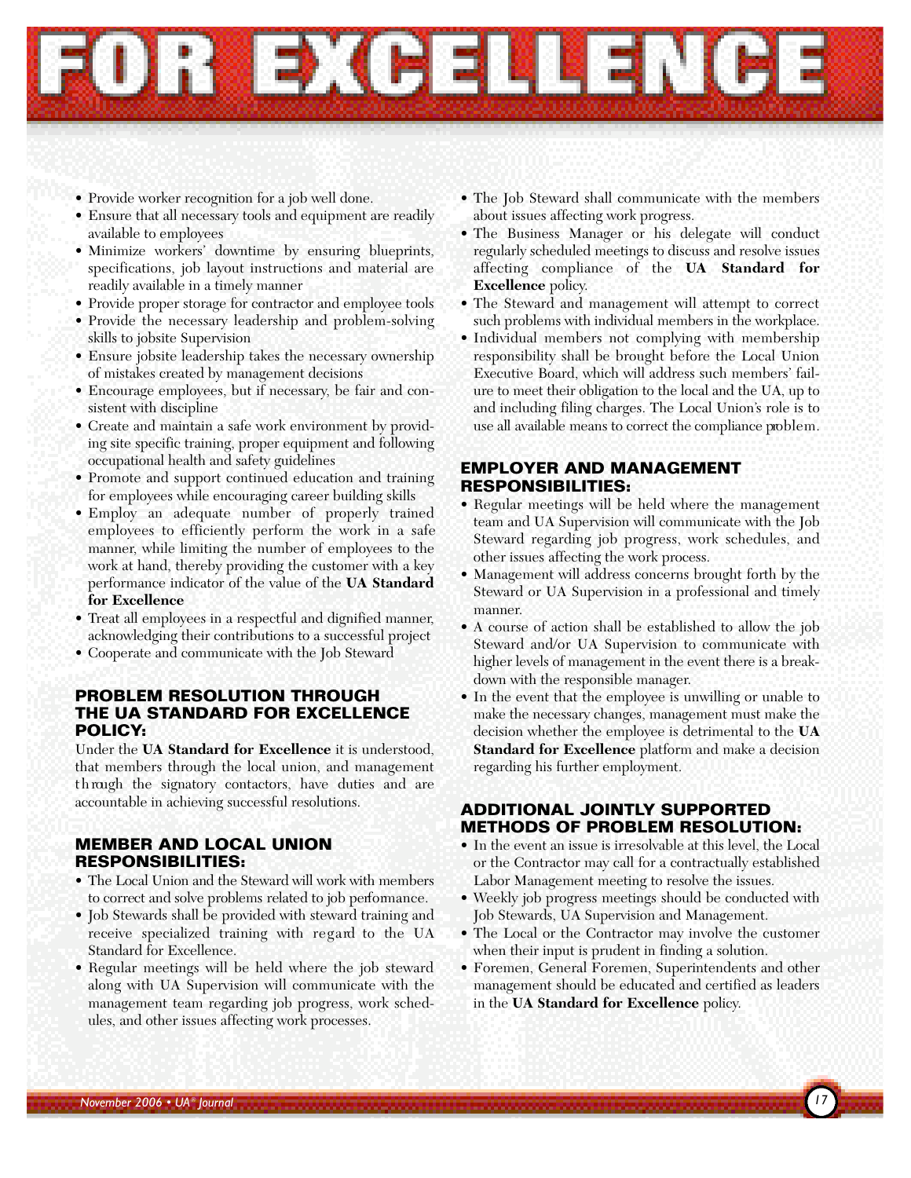# FOR EXCELLENCE

- Provide worker recognition for a job well done.
- Ensure that all necessary tools and equipment are readily available to employees
- Minimize workers' downtime by ensuring blueprints, specifications, job layout instructions and material are readily available in a timely manner
- Provide proper storage for contractor and employee tools
- Provide the necessary leadership and problem-solving skills to jobsite Supervision
- Ensure jobsite leadership takes the necessary ownership of mistakes created by management decisions
- Encourage employees, but if necessary, be fair and consistent with discipline
- Create and maintain a safe work environment by providing site specific training, proper equipment and following occupational health and safety guidelines
- Promote and support continued education and training for employees while encouraging career building skills
- Employ an adequate number of properly trained employees to efficiently perform the work in a safe manner, while limiting the number of employees to the work at hand, thereby providing the customer with a key performance indicator of the value of the **UA Standard for Excellence**
- Treat all employees in a respectful and dignified manner, acknowledging their contributions to a successful project
- Cooperate and communicate with the Job Steward

## PROBLEM RESOLUTION THROUGH THE UA STANDARD FOR EXCELLENCE POLICY:

Under the **UA Standard for Excellence** it is understood, that members through the local union, and management through the signatory contactors, have duties and are accountable in achieving successful resolutions.

## MEMBER AND LOCAL UNION RESPONSIBILITIES:

- The Local Union and the Steward will work with members to correct and solve problems related to job performance.
- Job Stewards shall be provided with steward training and receive specialized training with regard to the UA Standard for Excellence.
- Regular meetings will be held where the job steward along with UA Supervision will communicate with the management team regarding job progress, work schedules, and other issues affecting work processes.
- The Job Steward shall communicate with the members about issues affecting work progress.
- The Business Manager or his delegate will conduct regularly scheduled meetings to discuss and resolve issues affecting compliance of the **UA Standard for Excellence** policy.
- The Steward and management will attempt to correct such problems with individual members in the workplace.
- Individual members not complying with membership responsibility shall be brought before the Local Union Executive Board, which will address such members' failure to meet their obligation to the local and the UA, up to and including filing charges. The Local Union's role is to use all available means to correct the compliance problem.

## EMPLOYER AND MANAGEMENT RESPONSIBILITIES:

- Regular meetings will be held where the management team and UA Supervision will communicate with the Job Steward regarding job progress, work schedules, and other issues affecting the work process.
- Management will address concerns brought forth by the Steward or UA Supervision in a professional and timely manner.
- A course of action shall be established to allow the job Steward and/or UA Supervision to communicate with higher levels of management in the event there is a breakdown with the responsible manager.
- In the event that the employee is unwilling or unable to make the necessary changes, management must make the decision whether the employee is detrimental to the **UA Standard for Excellence** platform and make a decision regarding his further employment.

## ADDITIONAL JOINTLY SUPPORTED METHODS OF PROBLEM RESOLUTION:

- In the event an issue is irresolvable at this level, the Local or the Contractor may call for a contractually established Labor Management meeting to resolve the issues.
- Weekly job progress meetings should be conducted with Job Stewards, UA Supervision and Management.
- The Local or the Contractor may involve the customer when their input is prudent in finding a solution.
- Foremen, General Foremen, Superintendents and other management should be educated and certified as leaders in the **UA Standard for Excellence** policy.